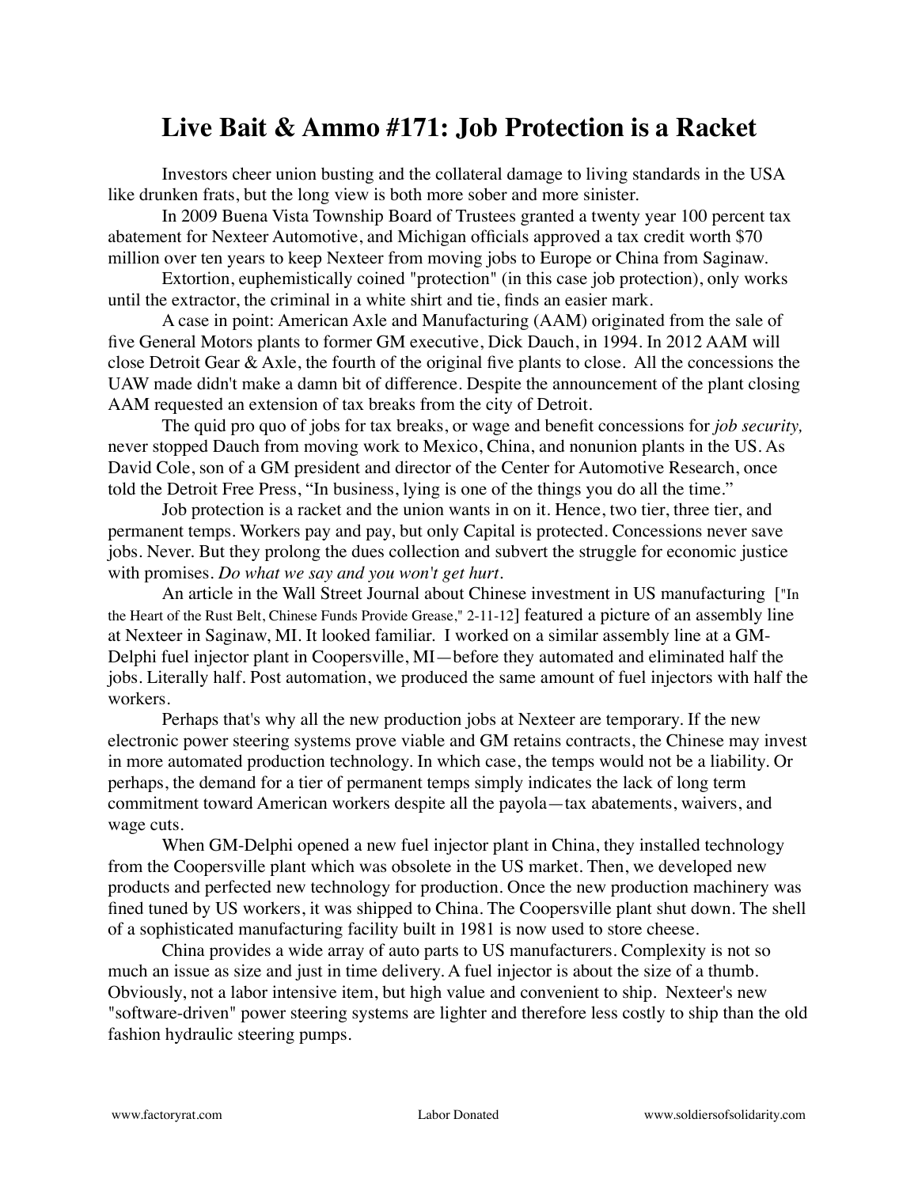# Live Bait & Ammo #171: Job Protection is a Racket

Investors cheer union busting and the collateral damage to living standards in the USA like drunken frats, but the long view is both more sober and more sinister.

In 2009 Buena Vista Township Board of Trustees granted a twenty year 100 percent tax abatement for Nexteer Automotive, and Michigan officials approved a tax credit worth $70 million over ten years to keep Nexteer from moving jobs to Europe or China from Saginaw.

Extortion, euphemistically coined "protection" (in this case job protection), only works until the extractor, the criminal in a white shirt and tie, finds an easier mark.

A case in point: American Axle and Manufacturing (AAM) originated from the sale of five General Motors plants to former GM executive, Dick Dauch, in 1994. In 2012 AAM will close Detroit Gear & Axle, the fourth of the original five plants to close. All the concessions the UAW made didn't make a damn bit of difference. Despite the announcement of the plant closing AAM requested an extension of tax breaks from the city of Detroit.

The quid pro quo of jobs for tax breaks, or wage and benefit concessions for *job security,* never stopped Dauch from moving work to Mexico, China, and nonunion plants in the US. As David Cole, son of a GM president and director of the Center for Automotive Research, once told the Detroit Free Press, "In business, lying is one of the things you do all the time."

Job protection is a racket and the union wants in on it. Hence, two tier, three tier, and permanent temps. Workers pay and pay, but only Capital is protected. Concessions never save jobs. Never. But they prolong the dues collection and subvert the struggle for economic justice with promises. *Do what we say and you won't get hurt.*

An article in the Wall Street Journal about Chinese investment in US manufacturing ["In the Heart of the Rust Belt, Chinese Funds Provide Grease," 2-11-12] featured a picture of an assembly line at Nexteer in Saginaw, MI. It looked familiar. I worked on a similar assembly line at a GM-Delphi fuel injector plant in Coopersville, MI—before they automated and eliminated half the jobs. Literally half. Post automation, we produced the same amount of fuel injectors with half the workers.

Perhaps that's why all the new production jobs at Nexteer are temporary. If the new electronic power steering systems prove viable and GM retains contracts, the Chinese may invest in more automated production technology. In which case, the temps would not be a liability. Or perhaps, the demand for a tier of permanent temps simply indicates the lack of long term commitment toward American workers despite all the payola—tax abatements, waivers, and wage cuts.

When GM-Delphi opened a new fuel injector plant in China, they installed technology from the Coopersville plant which was obsolete in the US market. Then, we developed new products and perfected new technology for production. Once the new production machinery was fined tuned by US workers, it was shipped to China. The Coopersville plant shut down. The shell of a sophisticated manufacturing facility built in 1981 is now used to store cheese.

China provides a wide array of auto parts to US manufacturers. Complexity is not so much an issue as size and just in time delivery. A fuel injector is about the size of a thumb. Obviously, not a labor intensive item, but high value and convenient to ship. Nexteer's new "software-driven" power steering systems are lighter and therefore less costly to ship than the old fashion hydraulic steering pumps.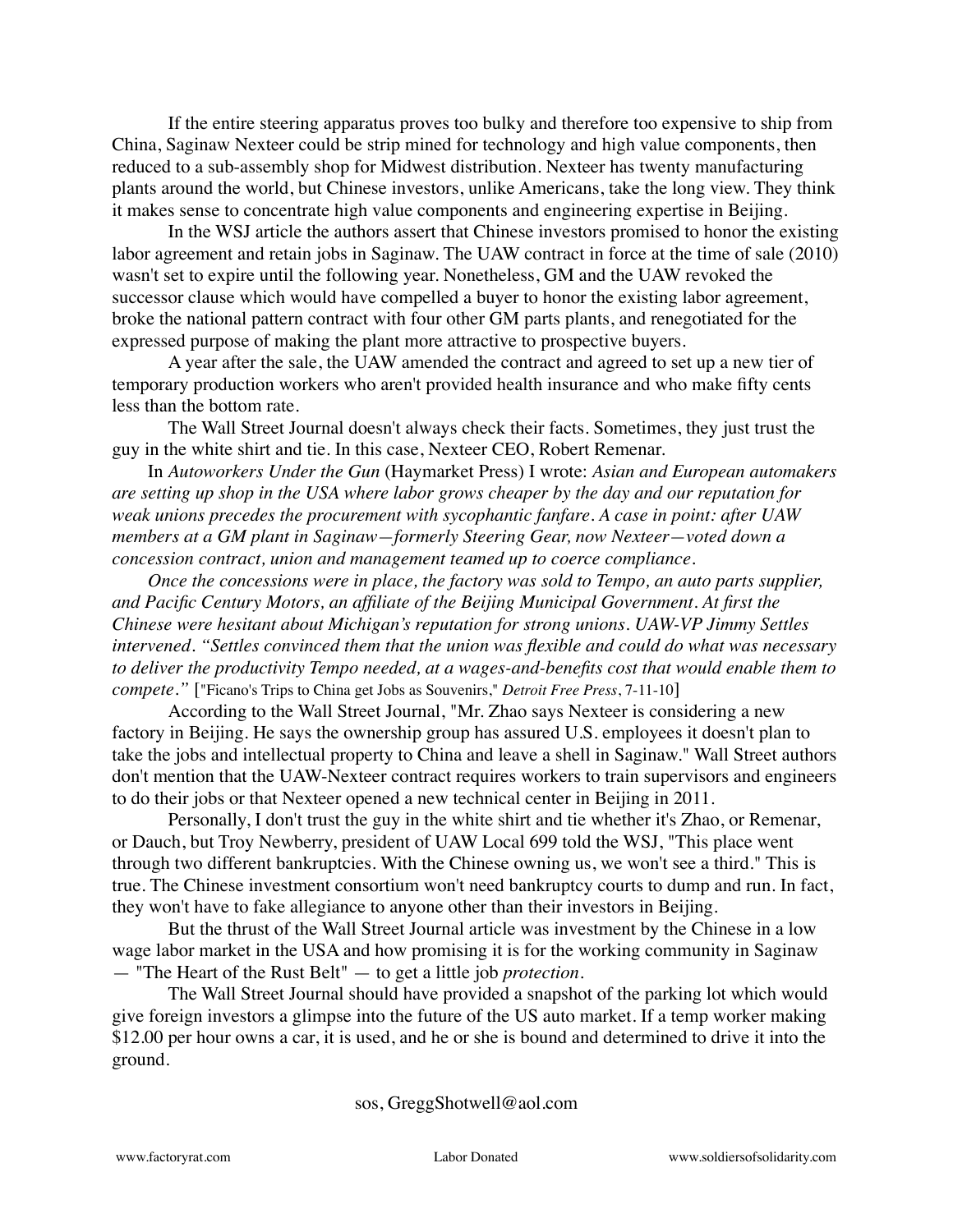If the entire steering apparatus proves too bulky and therefore too expensive to ship from China, Saginaw Nexteer could be strip mined for technology and high value components, then reduced to a sub-assembly shop for Midwest distribution. Nexteer has twenty manufacturing plants around the world, but Chinese investors, unlike Americans, take the long view. They think it makes sense to concentrate high value components and engineering expertise in Beijing.

In the WSJ article the authors assert that Chinese investors promised to honor the existing labor agreement and retain jobs in Saginaw. The UAW contract in force at the time of sale (2010) wasn't set to expire until the following year. Nonetheless, GM and the UAW revoked the successor clause which would have compelled a buyer to honor the existing labor agreement, broke the national pattern contract with four other GM parts plants, and renegotiated for the expressed purpose of making the plant more attractive to prospective buyers.

A year after the sale, the UAW amended the contract and agreed to set up a new tier of temporary production workers who aren't provided health insurance and who make fifty cents less than the bottom rate.

The Wall Street Journal doesn't always check their facts. Sometimes, they just trust the guy in the white shirt and tie. In this case, Nexteer CEO, Robert Remenar.

In *Autoworkers Under the Gun* (Haymarket Press) I wrote: *Asian and European automakers are setting up shop in the USA where labor grows cheaper by the day and our reputation for weak unions precedes the procurement with sycophantic fanfare. A case in point: after UAW members at a GM plant in Saginaw—formerly Steering Gear, now Nexteer—voted down a concession contract, union and management teamed up to coerce compliance.*

*Once the concessions were in place, the factory was sold to Tempo, an auto parts supplier, and Pacific Century Motors, an affiliate of the Beijing Municipal Government. At first the Chinese were hesitant about Michigan's reputation for strong unions. UAW-VP Jimmy Settles intervened. "Settles convinced them that the union was flexible and could do what was necessary to deliver the productivity Tempo needed, at a wages-and-benefits cost that would enable them to compete."* ["Ficano's Trips to China get Jobs as Souvenirs," *Detroit Free Press*, 7-11-10]

According to the Wall Street Journal, "Mr. Zhao says Nexteer is considering a new factory in Beijing. He says the ownership group has assured U.S. employees it doesn't plan to take the jobs and intellectual property to China and leave a shell in Saginaw." Wall Street authors don't mention that the UAW-Nexteer contract requires workers to train supervisors and engineers to do their jobs or that Nexteer opened a new technical center in Beijing in 2011.

Personally, I don't trust the guy in the white shirt and tie whether it's Zhao, or Remenar, or Dauch, but Troy Newberry, president of UAW Local 699 told the WSJ, "This place went through two different bankruptcies. With the Chinese owning us, we won't see a third." This is true. The Chinese investment consortium won't need bankruptcy courts to dump and run. In fact, they won't have to fake allegiance to anyone other than their investors in Beijing.

But the thrust of the Wall Street Journal article was investment by the Chinese in a low wage labor market in the USA and how promising it is for the working community in Saginaw — "The Heart of the Rust Belt" — to get a little job *protection*.

The Wall Street Journal should have provided a snapshot of the parking lot which would give foreign investors a glimpse into the future of the US auto market. If a temp worker making $12.00 per hour owns a car, it is used, and he or she is bound and determined to drive it into the ground.

sos, GreggShotwell@aol.com

www.factoryrat.com Labor Donated www.soldiersofsolidarity.com